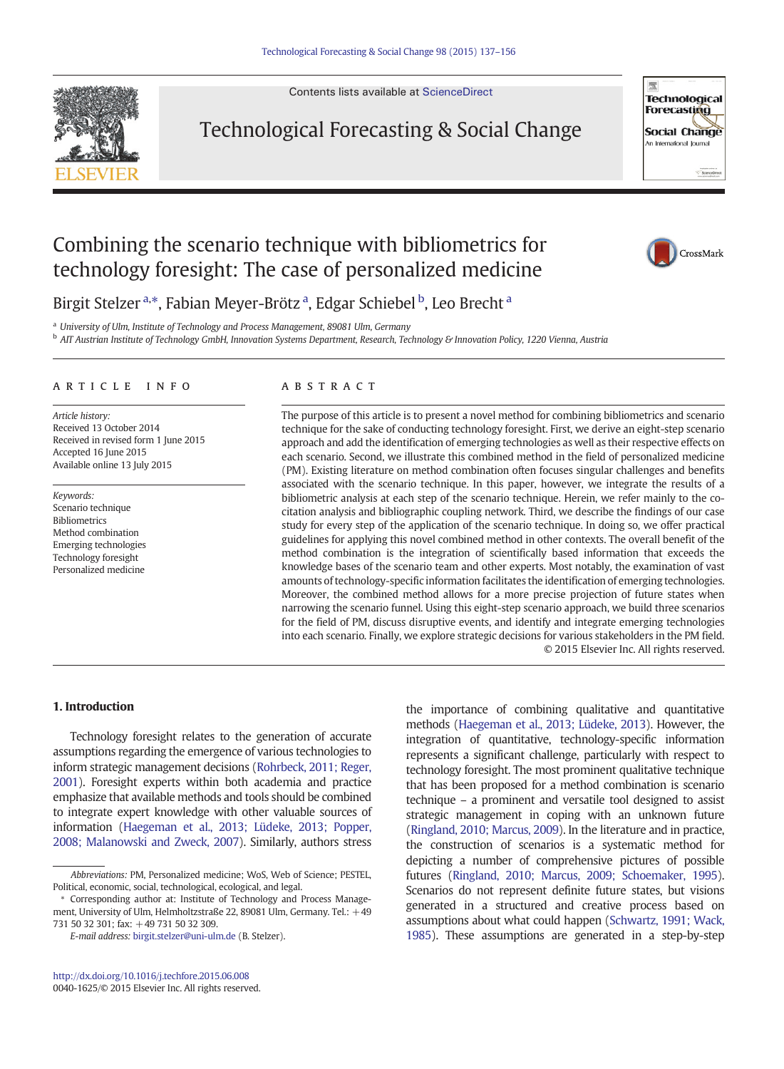# Combining the scenario technique with bibliometrics for technology foresight: The case of personalized medicine

Birgit Stelzer [a,*], Fabian Meyer-Brötz [a], Edgar Schiebel [b], Leo Brecht [a]

[a] University of Ulm, Institute of Technology and Process Management, 89081 Ulm, Germany

[b] AIT Austrian Institute of Technology GmbH, Innovation Systems Department, Research, Technology & Innovation Policy, 1220 Vienna, Austria

## ARTICLE INFO

*Article history:*
Received 13 October 2014
Received in revised form 1 June 2015
Accepted 16 June 2015
Available online 13 July 2015

*Keywords:*
Scenario technique
Bibliometrics
Method combination
Emerging technologies
Technology foresight
Personalized medicine

## ABSTRACT

The purpose of this article is to present a novel method for combining bibliometrics and scenario technique for the sake of conducting technology foresight. First, we derive an eight-step scenario approach and add the identification of emerging technologies as well as their respective effects on each scenario. Second, we illustrate this combined method in the field of personalized medicine (PM). Existing literature on method combination often focuses singular challenges and benefits associated with the scenario technique. In this paper, however, we integrate the results of a bibliometric analysis at each step of the scenario technique. Herein, we refer mainly to the co-citation analysis and bibliographic coupling network. Third, we describe the findings of our case study for every step of the application of the scenario technique. In doing so, we offer practical guidelines for applying this novel combined method in other contexts. The overall benefit of the method combination is the integration of scientifically based information that exceeds the knowledge bases of the scenario team and other experts. Most notably, the examination of vast amounts of technology-specific information facilitates the identification of emerging technologies. Moreover, the combined method allows for a more precise projection of future states when narrowing the scenario funnel. Using this eight-step scenario approach, we build three scenarios for the field of PM, discuss disruptive events, and identify and integrate emerging technologies into each scenario. Finally, we explore strategic decisions for various stakeholders in the PM field.

© 2015 Elsevier Inc. All rights reserved.

## 1. Introduction

Technology foresight relates to the generation of accurate assumptions regarding the emergence of various technologies to inform strategic management decisions (Rohrbeck, 2011; Reger, 2001). Foresight experts within both academia and practice emphasize that available methods and tools should be combined to integrate expert knowledge with other valuable sources of information (Haegeman et al., 2013; Lüdeke, 2013; Popper, 2008; Malanowski and Zweck, 2007). Similarly, authors stress the importance of combining qualitative and quantitative methods (Haegeman et al., 2013; Lüdeke, 2013). However, the integration of quantitative, technology-specific information represents a significant challenge, particularly with respect to technology foresight. The most prominent qualitative technique that has been proposed for a method combination is scenario technique – a prominent and versatile tool designed to assist strategic management in coping with an unknown future (Ringland, 2010; Marcus, 2009). In the literature and in practice, the construction of scenarios is a systematic method for depicting a number of comprehensive pictures of possible futures (Ringland, 2010; Marcus, 2009; Schoemaker, 1995). Scenarios do not represent definite future states, but visions generated in a structured and creative process based on assumptions about what could happen (Schwartz, 1991; Wack, 1985). These assumptions are generated in a step-by-step

*Abbreviations:* PM, Personalized medicine; WoS, Web of Science; PESTEL, Political, economic, social, technological, ecological, and legal.

* Corresponding author at: Institute of Technology and Process Management, University of Ulm, Helmholtzstraße 22, 89081 Ulm, Germany. Tel.: +49 731 50 32 301; fax: +49 731 50 32 309.

*E-mail address:* birgit.stelzer@uni-ulm.de (B. Stelzer).

http://dx.doi.org/10.1016/j.techfore.2015.06.008
0040-1625/© 2015 Elsevier Inc. All rights reserved.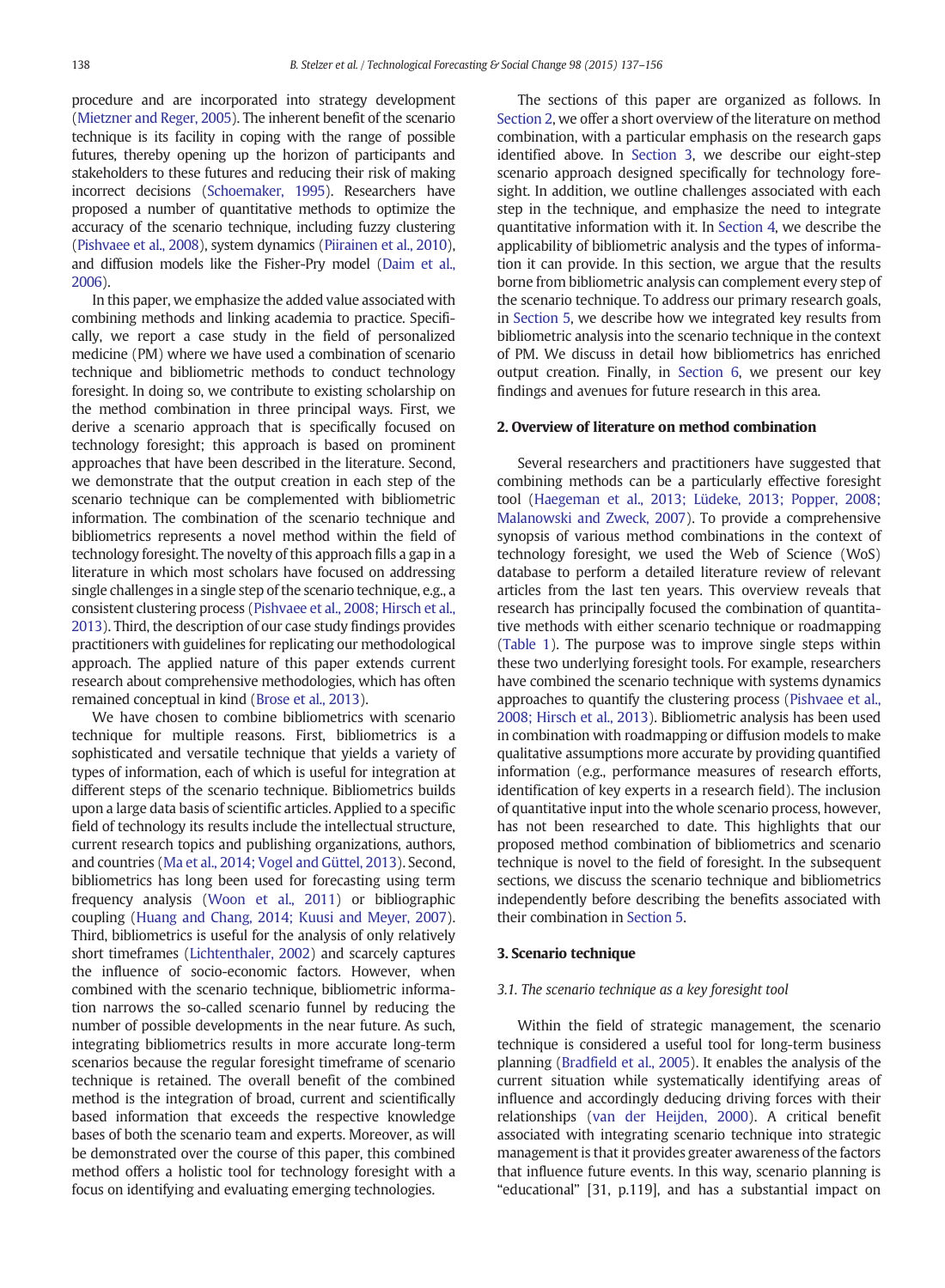procedure and are incorporated into strategy development (Mietzner and Reger, 2005). The inherent benefit of the scenario technique is its facility in coping with the range of possible futures, thereby opening up the horizon of participants and stakeholders to these futures and reducing their risk of making incorrect decisions (Schoemaker, 1995). Researchers have proposed a number of quantitative methods to optimize the accuracy of the scenario technique, including fuzzy clustering (Pishvaee et al., 2008), system dynamics (Piirainen et al., 2010), and diffusion models like the Fisher-Pry model (Daim et al., 2006).

In this paper, we emphasize the added value associated with combining methods and linking academia to practice. Specifically, we report a case study in the field of personalized medicine (PM) where we have used a combination of scenario technique and bibliometric methods to conduct technology foresight. In doing so, we contribute to existing scholarship on the method combination in three principal ways. First, we derive a scenario approach that is specifically focused on technology foresight; this approach is based on prominent approaches that have been described in the literature. Second, we demonstrate that the output creation in each step of the scenario technique can be complemented with bibliometric information. The combination of the scenario technique and bibliometrics represents a novel method within the field of technology foresight. The novelty of this approach fills a gap in a literature in which most scholars have focused on addressing single challenges in a single step of the scenario technique, e.g., a consistent clustering process (Pishvaee et al., 2008; Hirsch et al., 2013). Third, the description of our case study findings provides practitioners with guidelines for replicating our methodological approach. The applied nature of this paper extends current research about comprehensive methodologies, which has often remained conceptual in kind (Brose et al., 2013).

We have chosen to combine bibliometrics with scenario technique for multiple reasons. First, bibliometrics is a sophisticated and versatile technique that yields a variety of types of information, each of which is useful for integration at different steps of the scenario technique. Bibliometrics builds upon a large data basis of scientific articles. Applied to a specific field of technology its results include the intellectual structure, current research topics and publishing organizations, authors, and countries (Ma et al., 2014; Vogel and Güttel, 2013). Second, bibliometrics has long been used for forecasting using term frequency analysis (Woon et al., 2011) or bibliographic coupling (Huang and Chang, 2014; Kuusi and Meyer, 2007). Third, bibliometrics is useful for the analysis of only relatively short timeframes (Lichtenthaler, 2002) and scarcely captures the influence of socio-economic factors. However, when combined with the scenario technique, bibliometric information narrows the so-called scenario funnel by reducing the number of possible developments in the near future. As such, integrating bibliometrics results in more accurate long-term scenarios because the regular foresight timeframe of scenario technique is retained. The overall benefit of the combined method is the integration of broad, current and scientifically based information that exceeds the respective knowledge bases of both the scenario team and experts. Moreover, as will be demonstrated over the course of this paper, this combined method offers a holistic tool for technology foresight with a focus on identifying and evaluating emerging technologies.

The sections of this paper are organized as follows. In Section 2, we offer a short overview of the literature on method combination, with a particular emphasis on the research gaps identified above. In Section 3, we describe our eight-step scenario approach designed specifically for technology foresight. In addition, we outline challenges associated with each step in the technique, and emphasize the need to integrate quantitative information with it. In Section 4, we describe the applicability of bibliometric analysis and the types of information it can provide. In this section, we argue that the results borne from bibliometric analysis can complement every step of the scenario technique. To address our primary research goals, in Section 5, we describe how we integrated key results from bibliometric analysis into the scenario technique in the context of PM. We discuss in detail how bibliometrics has enriched output creation. Finally, in Section 6, we present our key findings and avenues for future research in this area.

## 2. Overview of literature on method combination

Several researchers and practitioners have suggested that combining methods can be a particularly effective foresight tool (Haegeman et al., 2013; Lüdeke, 2013; Popper, 2008; Malanowski and Zweck, 2007). To provide a comprehensive synopsis of various method combinations in the context of technology foresight, we used the Web of Science (WoS) database to perform a detailed literature review of relevant articles from the last ten years. This overview reveals that research has principally focused the combination of quantitative methods with either scenario technique or roadmapping (Table 1). The purpose was to improve single steps within these two underlying foresight tools. For example, researchers have combined the scenario technique with systems dynamics approaches to quantify the clustering process (Pishvaee et al., 2008; Hirsch et al., 2013). Bibliometric analysis has been used in combination with roadmapping or diffusion models to make qualitative assumptions more accurate by providing quantified information (e.g., performance measures of research efforts, identification of key experts in a research field). The inclusion of quantitative input into the whole scenario process, however, has not been researched to date. This highlights that our proposed method combination of bibliometrics and scenario technique is novel to the field of foresight. In the subsequent sections, we discuss the scenario technique and bibliometrics independently before describing the benefits associated with their combination in Section 5.

## 3. Scenario technique

### 3.1. The scenario technique as a key foresight tool

Within the field of strategic management, the scenario technique is considered a useful tool for long-term business planning (Bradfield et al., 2005). It enables the analysis of the current situation while systematically identifying areas of influence and accordingly deducing driving forces with their relationships (van der Heijden, 2000). A critical benefit associated with integrating scenario technique into strategic management is that it provides greater awareness of the factors that influence future events. In this way, scenario planning is "educational" [31, p.119], and has a substantial impact on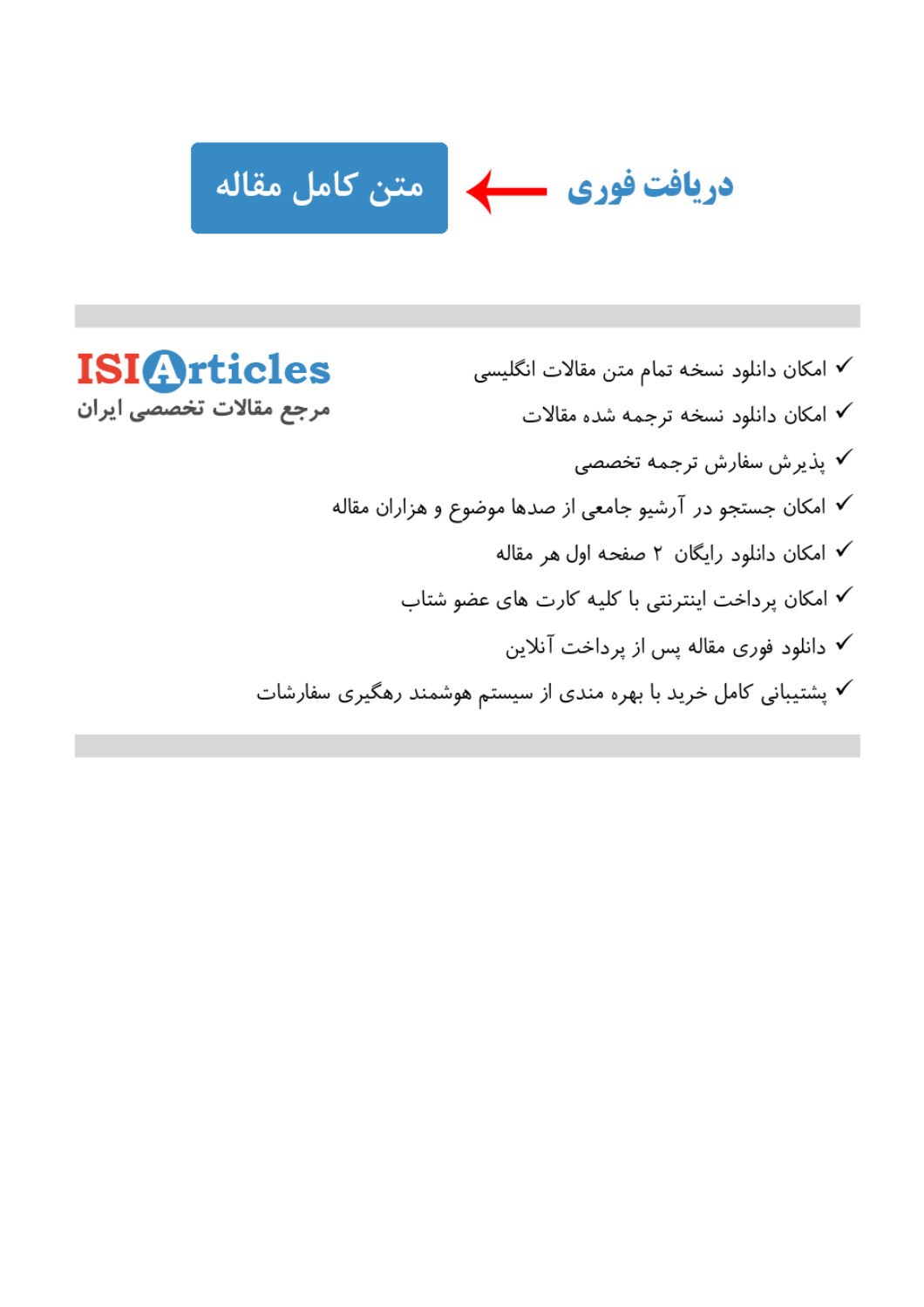دریافت فوری ← **متن کامل مقاله**

**ISIArticles**
مرجع مقالات تخصصی ایران

- ✓ امکان دانلود نسخه تمام متن مقالات انگلیسی
- ✓ امکان دانلود نسخه ترجمه شده مقالات
- ✓ پذیرش سفارش ترجمه تخصصی
- ✓ امکان جستجو در آرشیو جامعی از صدها موضوع و هزاران مقاله
- ✓ امکان دانلود رایگان ۲ صفحه اول هر مقاله
- ✓ امکان پرداخت اینترنتی با کلیه کارت های عضو شتاب
- ✓ دانلود فوری مقاله پس از پرداخت آنلاین
- ✓ پشتیبانی کامل خرید با بهره مندی از سیستم هوشمند رهگیری سفارشات